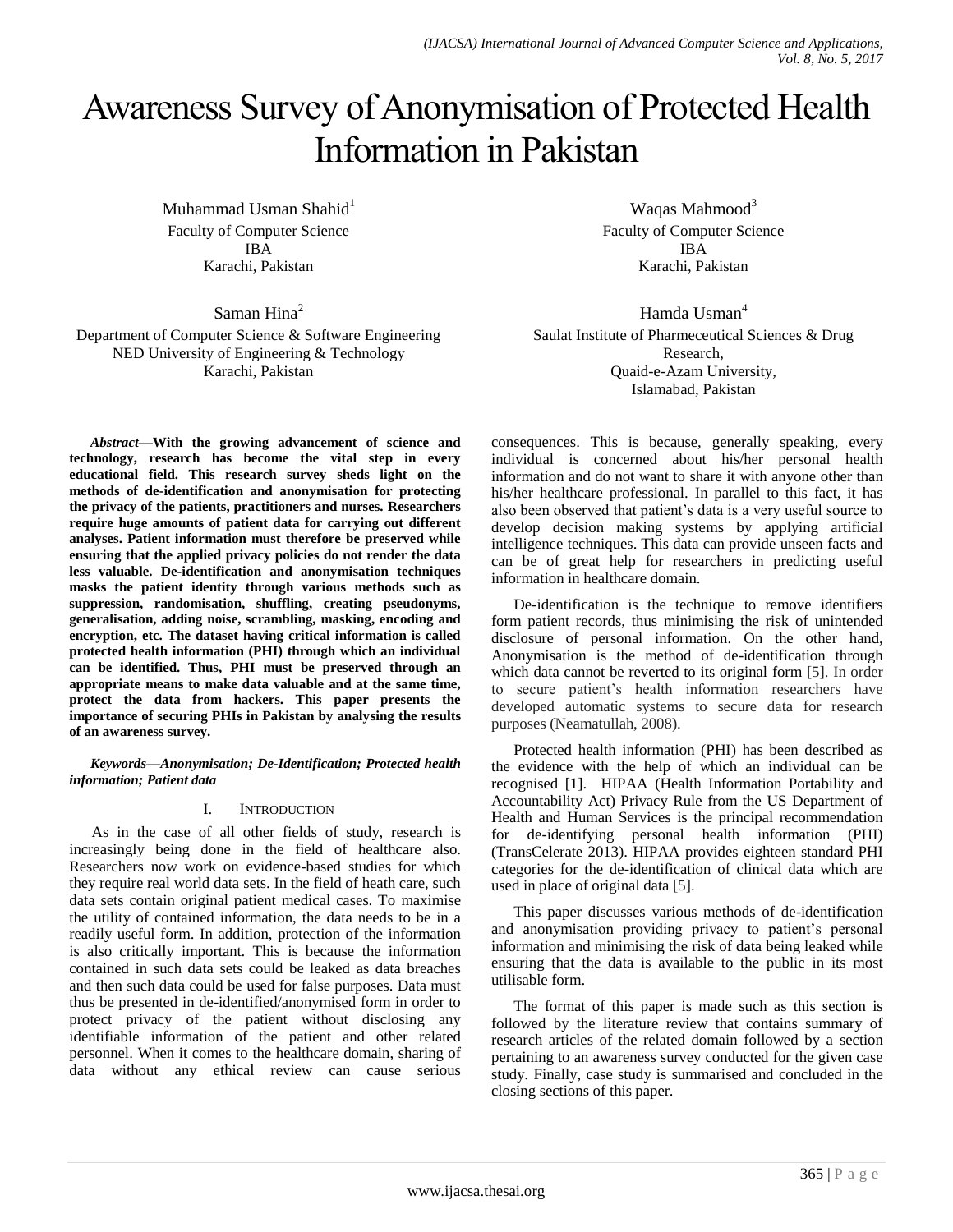# Awareness Survey of Anonymisation of Protected Health Information in Pakistan

Muhammad Usman Shahid[1]
Faculty of Computer Science
IBA
Karachi, Pakistan

Waqas Mahmood[3]
Faculty of Computer Science
IBA
Karachi, Pakistan

Saman Hina[2]
Department of Computer Science & Software Engineering
NED University of Engineering & Technology
Karachi, Pakistan

Hamda Usman[4]
Saulat Institute of Pharmaceutical Sciences & Drug Research,
Quaid-e-Azam University,
Islamabad, Pakistan

***Abstract*—With the growing advancement of science and technology, research has become the vital step in every educational field. This research survey sheds light on the methods of de-identification and anonymisation for protecting the privacy of the patients, practitioners and nurses. Researchers require huge amounts of patient data for carrying out different analyses. Patient information must therefore be preserved while ensuring that the applied privacy policies do not render the data less valuable. De-identification and anonymisation techniques masks the patient identity through various methods such as suppression, randomisation, shuffling, creating pseudonyms, generalisation, adding noise, scrambling, masking, encoding and encryption, etc. The dataset having critical information is called protected health information (PHI) through which an individual can be identified. Thus, PHI must be preserved through an appropriate means to make data valuable and at the same time, protect the data from hackers. This paper presents the importance of securing PHIs in Pakistan by analysing the results of an awareness survey.**

***Keywords*—Anonymisation; De-Identification; Protected health information; Patient data**

## I. Introduction

As in the case of all other fields of study, research is increasingly being done in the field of healthcare also. Researchers now work on evidence-based studies for which they require real world data sets. In the field of heath care, such data sets contain original patient medical cases. To maximise the utility of contained information, the data needs to be in a readily useful form. In addition, protection of the information is also critically important. This is because the information contained in such data sets could be leaked as data breaches and then such data could be used for false purposes. Data must thus be presented in de-identified/anonymised form in order to protect privacy of the patient without disclosing any identifiable information of the patient and other related personnel. When it comes to the healthcare domain, sharing of data without any ethical review can cause serious consequences. This is because, generally speaking, every individual is concerned about his/her personal health information and do not want to share it with anyone other than his/her healthcare professional. In parallel to this fact, it has also been observed that patient's data is a very useful source to develop decision making systems by applying artificial intelligence techniques. This data can provide unseen facts and can be of great help for researchers in predicting useful information in healthcare domain.

De-identification is the technique to remove identifiers form patient records, thus minimising the risk of unintended disclosure of personal information. On the other hand, Anonymisation is the method of de-identification through which data cannot be reverted to its original form [5]. In order to secure patient's health information researchers have developed automatic systems to secure data for research purposes (Neamatullah, 2008).

Protected health information (PHI) has been described as the evidence with the help of which an individual can be recognised [1]. HIPAA (Health Information Portability and Accountability Act) Privacy Rule from the US Department of Health and Human Services is the principal recommendation for de-identifying personal health information (PHI) (TransCelerate 2013). HIPAA provides eighteen standard PHI categories for the de-identification of clinical data which are used in place of original data [5].

This paper discusses various methods of de-identification and anonymisation providing privacy to patient's personal information and minimising the risk of data being leaked while ensuring that the data is available to the public in its most utilisable form.

The format of this paper is made such as this section is followed by the literature review that contains summary of research articles of the related domain followed by a section pertaining to an awareness survey conducted for the given case study. Finally, case study is summarised and concluded in the closing sections of this paper.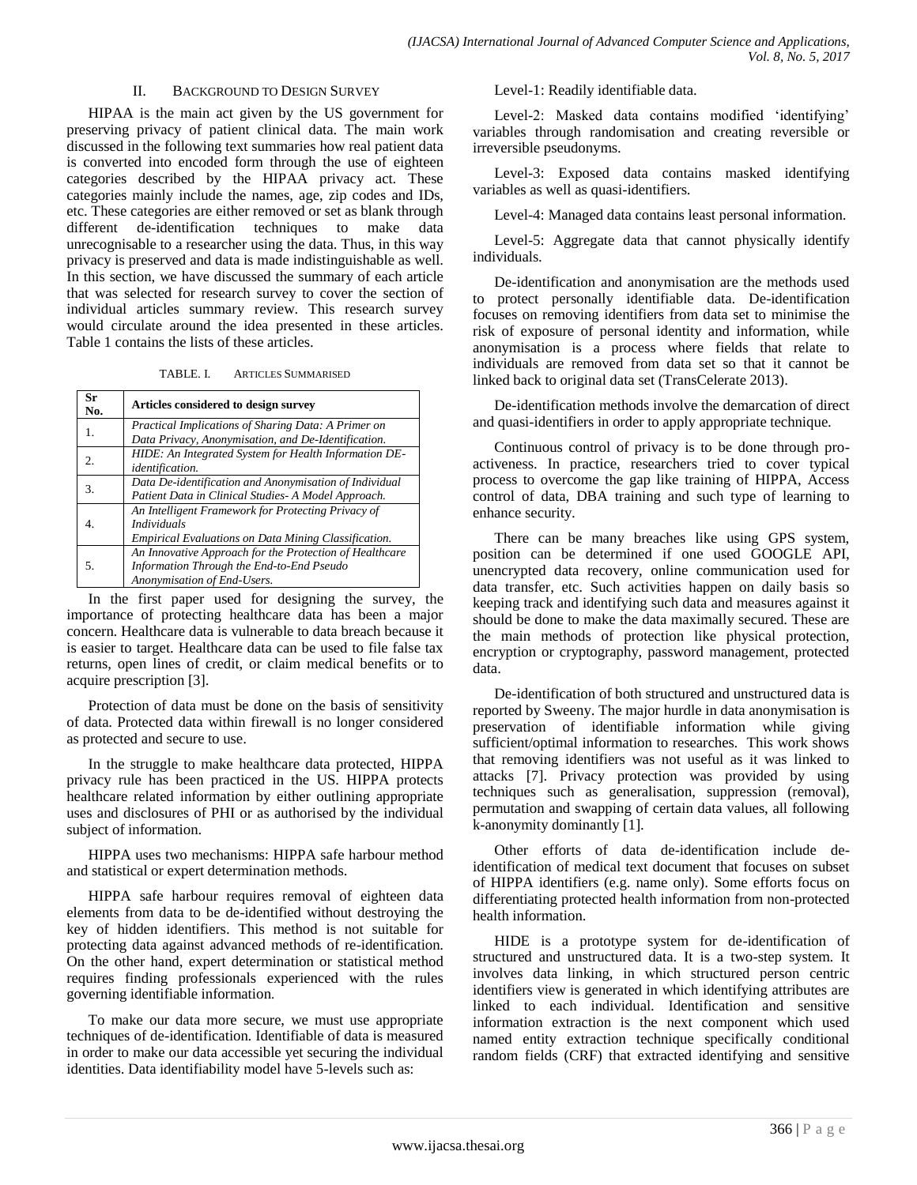## II. Background to Design Survey

HIPAA is the main act given by the US government for preserving privacy of patient clinical data. The main work discussed in the following text summaries how real patient data is converted into encoded form through the use of eighteen categories described by the HIPAA privacy act. These categories mainly include the names, age, zip codes and IDs, etc. These categories are either removed or set as blank through different de-identification techniques to make data unrecognisable to a researcher using the data. Thus, in this way privacy is preserved and data is made indistinguishable as well. In this section, we have discussed the summary of each article that was selected for research survey to cover the section of individual articles summary review. This research survey would circulate around the idea presented in these articles. Table 1 contains the lists of these articles.

TABLE. I. Articles Summarised

| Sr No. | Articles considered to design survey |
|---|---|
| 1. | *Practical Implications of Sharing Data: A Primer on Data Privacy, Anonymisation, and De-Identification.* |
| 2. | *HIDE: An Integrated System for Health Information DE-identification.* |
| 3. | *Data De-identification and Anonymisation of Individual Patient Data in Clinical Studies- A Model Approach.* |
| 4. | *An Intelligent Framework for Protecting Privacy of Individuals Empirical Evaluations on Data Mining Classification.* |
| 5. | *An Innovative Approach for the Protection of Healthcare Information Through the End-to-End Pseudo Anonymisation of End-Users.* |

In the first paper used for designing the survey, the importance of protecting healthcare data has been a major concern. Healthcare data is vulnerable to data breach because it is easier to target. Healthcare data can be used to file false tax returns, open lines of credit, or claim medical benefits or to acquire prescription [3].

Protection of data must be done on the basis of sensitivity of data. Protected data within firewall is no longer considered as protected and secure to use.

In the struggle to make healthcare data protected, HIPPA privacy rule has been practiced in the US. HIPPA protects healthcare related information by either outlining appropriate uses and disclosures of PHI or as authorised by the individual subject of information.

HIPPA uses two mechanisms: HIPPA safe harbour method and statistical or expert determination methods.

HIPPA safe harbour requires removal of eighteen data elements from data to be de-identified without destroying the key of hidden identifiers. This method is not suitable for protecting data against advanced methods of re-identification. On the other hand, expert determination or statistical method requires finding professionals experienced with the rules governing identifiable information.

To make our data more secure, we must use appropriate techniques of de-identification. Identifiable of data is measured in order to make our data accessible yet securing the individual identities. Data identifiability model have 5-levels such as:

Level-1: Readily identifiable data.

Level-2: Masked data contains modified 'identifying' variables through randomisation and creating reversible or irreversible pseudonyms.

Level-3: Exposed data contains masked identifying variables as well as quasi-identifiers.

Level-4: Managed data contains least personal information.

Level-5: Aggregate data that cannot physically identify individuals.

De-identification and anonymisation are the methods used to protect personally identifiable data. De-identification focuses on removing identifiers from data set to minimise the risk of exposure of personal identity and information, while anonymisation is a process where fields that relate to individuals are removed from data set so that it cannot be linked back to original data set (TransCelerate 2013).

De-identification methods involve the demarcation of direct and quasi-identifiers in order to apply appropriate technique.

Continuous control of privacy is to be done through pro-activeness. In practice, researchers tried to cover typical process to overcome the gap like training of HIPPA, Access control of data, DBA training and such type of learning to enhance security.

There can be many breaches like using GPS system, position can be determined if one used GOOGLE API, unencrypted data recovery, online communication used for data transfer, etc. Such activities happen on daily basis so keeping track and identifying such data and measures against it should be done to make the data maximally secured. These are the main methods of protection like physical protection, encryption or cryptography, password management, protected data.

De-identification of both structured and unstructured data is reported by Sweeny. The major hurdle in data anonymisation is preservation of identifiable information while giving sufficient/optimal information to researches. This work shows that removing identifiers was not useful as it was linked to attacks [7]. Privacy protection was provided by using techniques such as generalisation, suppression (removal), permutation and swapping of certain data values, all following k-anonymity dominantly [1].

Other efforts of data de-identification include de-identification of medical text document that focuses on subset of HIPPA identifiers (e.g. name only). Some efforts focus on differentiating protected health information from non-protected health information.

HIDE is a prototype system for de-identification of structured and unstructured data. It is a two-step system. It involves data linking, in which structured person centric identifiers view is generated in which identifying attributes are linked to each individual. Identification and sensitive information extraction is the next component which used named entity extraction technique specifically conditional random fields (CRF) that extracted identifying and sensitive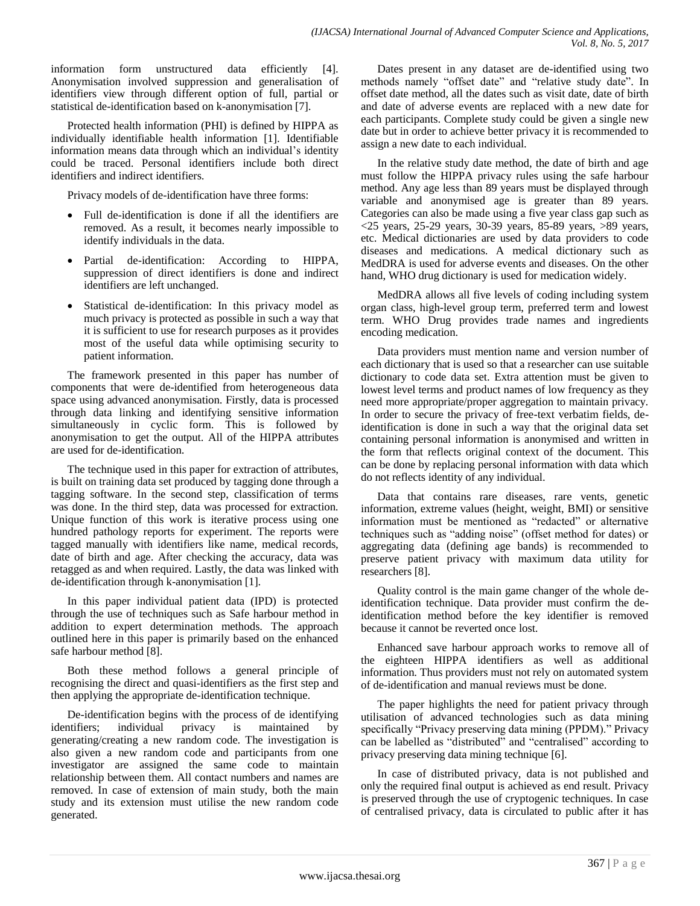information form unstructured data efficiently [4]. Anonymisation involved suppression and generalisation of identifiers view through different option of full, partial or statistical de-identification based on k-anonymisation [7].

Protected health information (PHI) is defined by HIPPA as individually identifiable health information [1]. Identifiable information means data through which an individual's identity could be traced. Personal identifiers include both direct identifiers and indirect identifiers.

Privacy models of de-identification have three forms:

- Full de-identification is done if all the identifiers are removed. As a result, it becomes nearly impossible to identify individuals in the data.
- Partial de-identification: According to HIPPA, suppression of direct identifiers is done and indirect identifiers are left unchanged.
- Statistical de-identification: In this privacy model as much privacy is protected as possible in such a way that it is sufficient to use for research purposes as it provides most of the useful data while optimising security to patient information.

The framework presented in this paper has number of components that were de-identified from heterogeneous data space using advanced anonymisation. Firstly, data is processed through data linking and identifying sensitive information simultaneously in cyclic form. This is followed by anonymisation to get the output. All of the HIPPA attributes are used for de-identification.

The technique used in this paper for extraction of attributes, is built on training data set produced by tagging done through a tagging software. In the second step, classification of terms was done. In the third step, data was processed for extraction. Unique function of this work is iterative process using one hundred pathology reports for experiment. The reports were tagged manually with identifiers like name, medical records, date of birth and age. After checking the accuracy, data was retagged as and when required. Lastly, the data was linked with de-identification through k-anonymisation [1].

In this paper individual patient data (IPD) is protected through the use of techniques such as Safe harbour method in addition to expert determination methods. The approach outlined here in this paper is primarily based on the enhanced safe harbour method [8].

Both these method follows a general principle of recognising the direct and quasi-identifiers as the first step and then applying the appropriate de-identification technique.

De-identification begins with the process of de identifying identifiers; individual privacy is maintained by generating/creating a new random code. The investigation is also given a new random code and participants from one investigator are assigned the same code to maintain relationship between them. All contact numbers and names are removed. In case of extension of main study, both the main study and its extension must utilise the new random code generated.

Dates present in any dataset are de-identified using two methods namely "offset date" and "relative study date". In offset date method, all the dates such as visit date, date of birth and date of adverse events are replaced with a new date for each participants. Complete study could be given a single new date but in order to achieve better privacy it is recommended to assign a new date to each individual.

In the relative study date method, the date of birth and age must follow the HIPPA privacy rules using the safe harbour method. Any age less than 89 years must be displayed through variable and anonymised age is greater than 89 years. Categories can also be made using a five year class gap such as <25 years, 25-29 years, 30-39 years, 85-89 years, >89 years, etc. Medical dictionaries are used by data providers to code diseases and medications. A medical dictionary such as MedDRA is used for adverse events and diseases. On the other hand, WHO drug dictionary is used for medication widely.

MedDRA allows all five levels of coding including system organ class, high-level group term, preferred term and lowest term. WHO Drug provides trade names and ingredients encoding medication.

Data providers must mention name and version number of each dictionary that is used so that a researcher can use suitable dictionary to code data set. Extra attention must be given to lowest level terms and product names of low frequency as they need more appropriate/proper aggregation to maintain privacy. In order to secure the privacy of free-text verbatim fields, de-identification is done in such a way that the original data set containing personal information is anonymised and written in the form that reflects original context of the document. This can be done by replacing personal information with data which do not reflects identity of any individual.

Data that contains rare diseases, rare vents, genetic information, extreme values (height, weight, BMI) or sensitive information must be mentioned as "redacted" or alternative techniques such as "adding noise" (offset method for dates) or aggregating data (defining age bands) is recommended to preserve patient privacy with maximum data utility for researchers [8].

Quality control is the main game changer of the whole de-identification technique. Data provider must confirm the de-identification method before the key identifier is removed because it cannot be reverted once lost.

Enhanced save harbour approach works to remove all of the eighteen HIPPA identifiers as well as additional information. Thus providers must not rely on automated system of de-identification and manual reviews must be done.

The paper highlights the need for patient privacy through utilisation of advanced technologies such as data mining specifically "Privacy preserving data mining (PPDM)." Privacy can be labelled as "distributed" and "centralised" according to privacy preserving data mining technique [6].

In case of distributed privacy, data is not published and only the required final output is achieved as end result. Privacy is preserved through the use of cryptogenic techniques. In case of centralised privacy, data is circulated to public after it has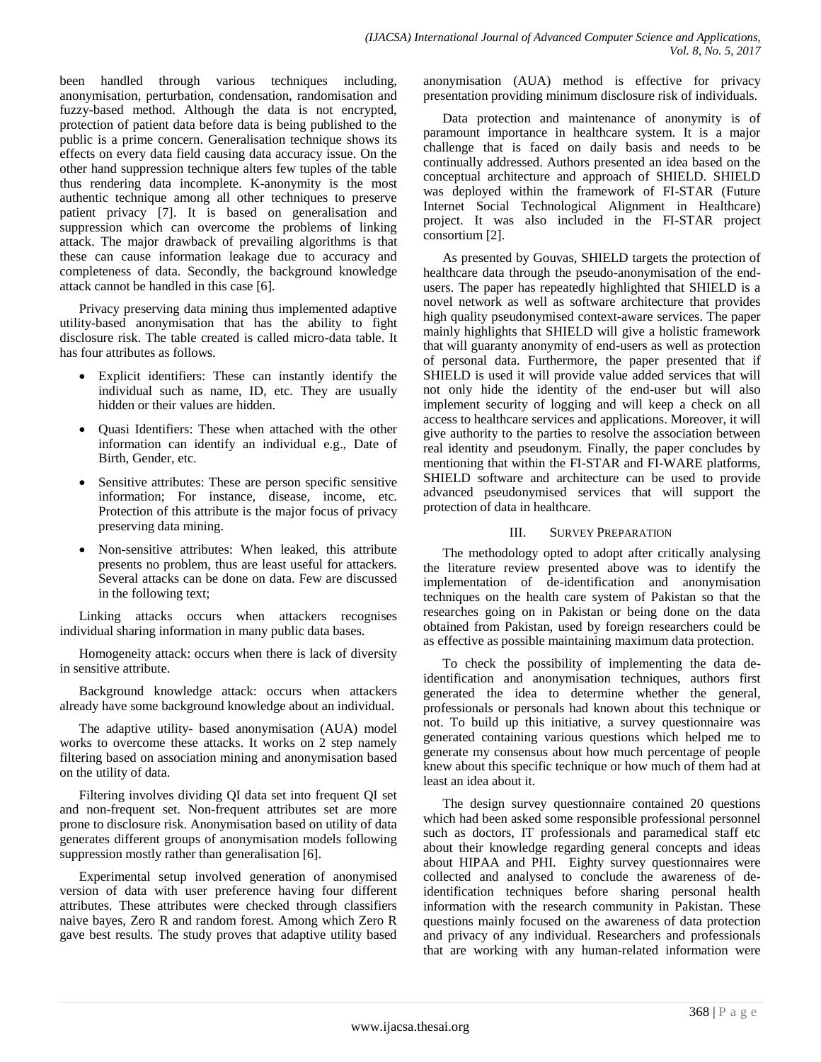been handled through various techniques including, anonymisation, perturbation, condensation, randomisation and fuzzy-based method. Although the data is not encrypted, protection of patient data before data is being published to the public is a prime concern. Generalisation technique shows its effects on every data field causing data accuracy issue. On the other hand suppression technique alters few tuples of the table thus rendering data incomplete. K-anonymity is the most authentic technique among all other techniques to preserve patient privacy [7]. It is based on generalisation and suppression which can overcome the problems of linking attack. The major drawback of prevailing algorithms is that these can cause information leakage due to accuracy and completeness of data. Secondly, the background knowledge attack cannot be handled in this case [6].

Privacy preserving data mining thus implemented adaptive utility-based anonymisation that has the ability to fight disclosure risk. The table created is called micro-data table. It has four attributes as follows.

- Explicit identifiers: These can instantly identify the individual such as name, ID, etc. They are usually hidden or their values are hidden.
- Quasi Identifiers: These when attached with the other information can identify an individual e.g., Date of Birth, Gender, etc.
- Sensitive attributes: These are person specific sensitive information; For instance, disease, income, etc. Protection of this attribute is the major focus of privacy preserving data mining.
- Non-sensitive attributes: When leaked, this attribute presents no problem, thus are least useful for attackers. Several attacks can be done on data. Few are discussed in the following text;

Linking attacks occurs when attackers recognises individual sharing information in many public data bases.

Homogeneity attack: occurs when there is lack of diversity in sensitive attribute.

Background knowledge attack: occurs when attackers already have some background knowledge about an individual.

The adaptive utility- based anonymisation (AUA) model works to overcome these attacks. It works on 2 step namely filtering based on association mining and anonymisation based on the utility of data.

Filtering involves dividing QI data set into frequent QI set and non-frequent set. Non-frequent attributes set are more prone to disclosure risk. Anonymisation based on utility of data generates different groups of anonymisation models following suppression mostly rather than generalisation [6].

Experimental setup involved generation of anonymised version of data with user preference having four different attributes. These attributes were checked through classifiers naive bayes, Zero R and random forest. Among which Zero R gave best results. The study proves that adaptive utility based anonymisation (AUA) method is effective for privacy presentation providing minimum disclosure risk of individuals.

Data protection and maintenance of anonymity is of paramount importance in healthcare system. It is a major challenge that is faced on daily basis and needs to be continually addressed. Authors presented an idea based on the conceptual architecture and approach of SHIELD. SHIELD was deployed within the framework of FI-STAR (Future Internet Social Technological Alignment in Healthcare) project. It was also included in the FI-STAR project consortium [2].

As presented by Gouvas, SHIELD targets the protection of healthcare data through the pseudo-anonymisation of the end-users. The paper has repeatedly highlighted that SHIELD is a novel network as well as software architecture that provides high quality pseudonymised context-aware services. The paper mainly highlights that SHIELD will give a holistic framework that will guaranty anonymity of end-users as well as protection of personal data. Furthermore, the paper presented that if SHIELD is used it will provide value added services that will not only hide the identity of the end-user but will also implement security of logging and will keep a check on all access to healthcare services and applications. Moreover, it will give authority to the parties to resolve the association between real identity and pseudonym. Finally, the paper concludes by mentioning that within the FI-STAR and FI-WARE platforms, SHIELD software and architecture can be used to provide advanced pseudonymised services that will support the protection of data in healthcare.

## III. Survey Preparation

The methodology opted to adopt after critically analysing the literature review presented above was to identify the implementation of de-identification and anonymisation techniques on the health care system of Pakistan so that the researches going on in Pakistan or being done on the data obtained from Pakistan, used by foreign researchers could be as effective as possible maintaining maximum data protection.

To check the possibility of implementing the data de-identification and anonymisation techniques, authors first generated the idea to determine whether the general, professionals or personals had known about this technique or not. To build up this initiative, a survey questionnaire was generated containing various questions which helped me to generate my consensus about how much percentage of people knew about this specific technique or how much of them had at least an idea about it.

The design survey questionnaire contained 20 questions which had been asked some responsible professional personnel such as doctors, IT professionals and paramedical staff etc about their knowledge regarding general concepts and ideas about HIPAA and PHI. Eighty survey questionnaires were collected and analysed to conclude the awareness of de-identification techniques before sharing personal health information with the research community in Pakistan. These questions mainly focused on the awareness of data protection and privacy of any individual. Researchers and professionals that are working with any human-related information were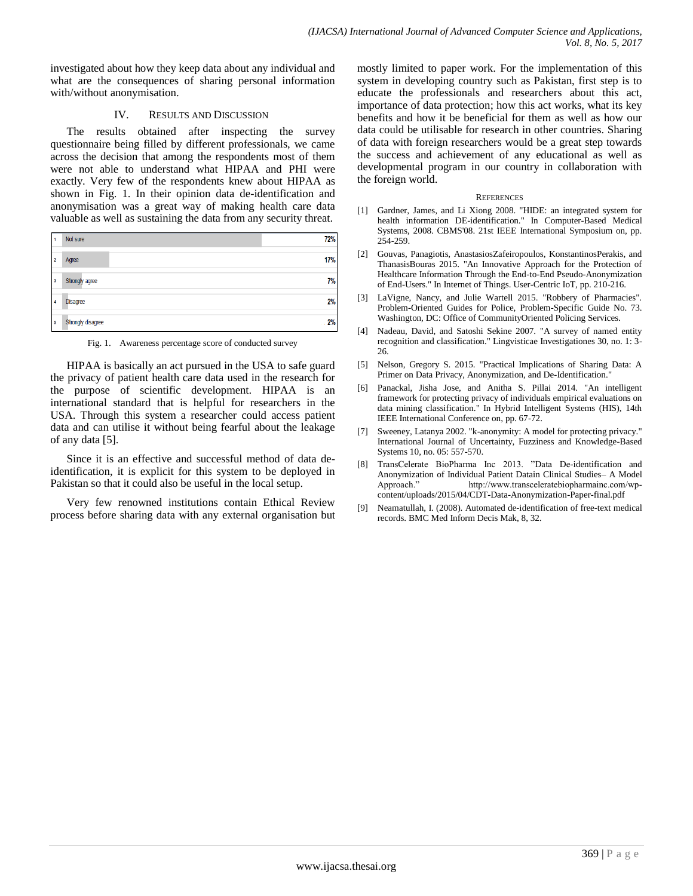investigated about how they keep data about any individual and what are the consequences of sharing personal information with/without anonymisation.

## IV. Results and Discussion

The results obtained after inspecting the survey questionnaire being filled by different professionals, we came across the decision that among the respondents most of them were not able to understand what HIPAA and PHI were exactly. Very few of the respondents knew about HIPAA as shown in Fig. 1. In their opinion data de-identification and anonymisation was a great way of making health care data valuable as well as sustaining the data from any security threat.

1 Not sure 72%

2 Agree 17%

3 Strongly agree 7%

4 Disagree 2%

5 Strongly disagree 2%

Fig. 1. Awareness percentage score of conducted survey

HIPAA is basically an act pursued in the USA to safe guard the privacy of patient health care data used in the research for the purpose of scientific development. HIPAA is an international standard that is helpful for researchers in the USA. Through this system a researcher could access patient data and can utilise it without being fearful about the leakage of any data [5].

Since it is an effective and successful method of data de-identification, it is explicit for this system to be deployed in Pakistan so that it could also be useful in the local setup.

Very few renowned institutions contain Ethical Review process before sharing data with any external organisation but mostly limited to paper work. For the implementation of this system in developing country such as Pakistan, first step is to educate the professionals and researchers about this act, importance of data protection; how this act works, what its key benefits and how it be beneficial for them as well as how our data could be utilisable for research in other countries. Sharing of data with foreign researchers would be a great step towards the success and achievement of any educational as well as developmental program in our country in collaboration with the foreign world.

## References

[1] Gardner, James, and Li Xiong 2008. "HIDE: an integrated system for health information DE-identification." In Computer-Based Medical Systems, 2008. CBMS'08. 21st IEEE International Symposium on, pp. 254-259.

[2] Gouvas, Panagiotis, AnastasiosZafeiropoulos, KonstantinosPerakis, and ThanasisBouras 2015. "An Innovative Approach for the Protection of Healthcare Information Through the End-to-End Pseudo-Anonymization of End-Users." In Internet of Things. User-Centric IoT, pp. 210-216.

[3] LaVigne, Nancy, and Julie Wartell 2015. "Robbery of Pharmacies". Problem-Oriented Guides for Police, Problem-Specific Guide No. 73. Washington, DC: Office of CommunityOriented Policing Services.

[4] Nadeau, David, and Satoshi Sekine 2007. "A survey of named entity recognition and classification." Lingvisticae Investigationes 30, no. 1: 3-26.

[5] Nelson, Gregory S. 2015. "Practical Implications of Sharing Data: A Primer on Data Privacy, Anonymization, and De-Identification."

[6] Panackal, Jisha Jose, and Anitha S. Pillai 2014. "An intelligent framework for protecting privacy of individuals empirical evaluations on data mining classification." In Hybrid Intelligent Systems (HIS), 14th IEEE International Conference on, pp. 67-72.

[7] Sweeney, Latanya 2002. "k-anonymity: A model for protecting privacy." International Journal of Uncertainty, Fuzziness and Knowledge-Based Systems 10, no. 05: 557-570.

[8] TransCelerate BioPharma Inc 2013. "Data De-identification and Anonymization of Individual Patient Datain Clinical Studies– A Model Approach." http://www.transceleratebiopharmainc.com/wp-content/uploads/2015/04/CDT-Data-Anonymization-Paper-final.pdf

[9] Neamatullah, I. (2008). Automated de-identification of free-text medical records. BMC Med Inform Decis Mak, 8, 32.